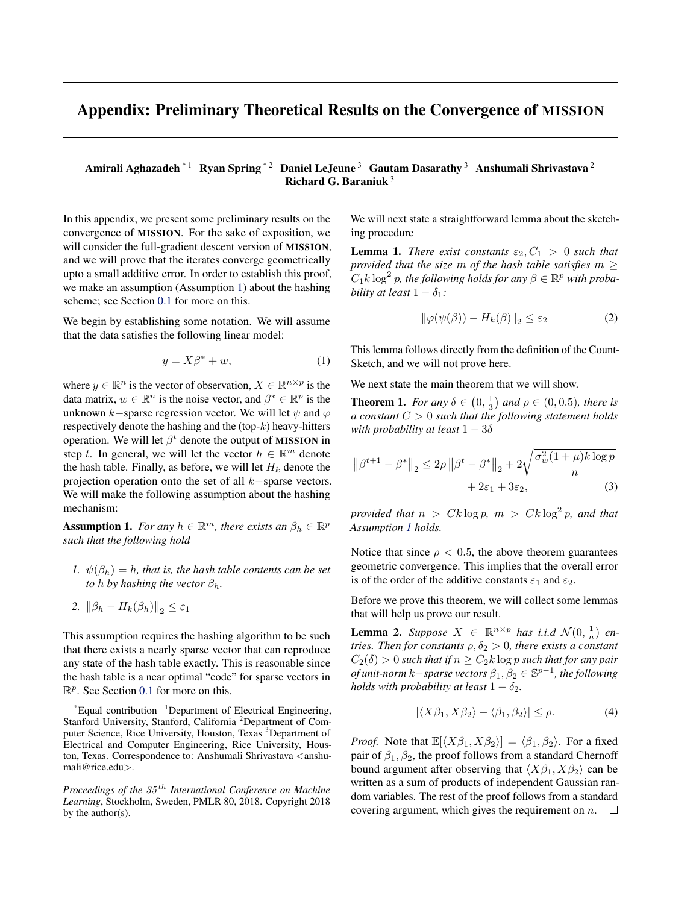# Appendix: Preliminary Theoretical Results on the Convergence of MISSION

**Amirali Aghazadeh** [*1] **Ryan Spring** [*2] **Daniel LeJeune** [3] **Gautam Dasarathy** [3] **Anshumali Shrivastava** [2] **Richard G. Baraniuk** [3]

In this appendix, we present some preliminary results on the convergence of **MISSION**. For the sake of exposition, we will consider the full-gradient descent version of **MISSION**, and we will prove that the iterates converge geometrically upto a small additive error. In order to establish this proof, we make an assumption (Assumption 1) about the hashing scheme; see Section 0.1 for more on this.

We begin by establishing some notation. We will assume that the data satisfies the following linear model:

$$y = X\beta^* + w, \tag{1}$$

where $y \in \mathbb{R}^n$ is the vector of observation, $X \in \mathbb{R}^{n \times p}$ is the data matrix, $w \in \mathbb{R}^n$ is the noise vector, and $\beta^* \in \mathbb{R}^p$ is the unknown $k-$sparse regression vector. We will let $\psi$ and $\varphi$ respectively denote the hashing and the (top-$k$) heavy-hitters operation. We will let $\beta^t$ denote the output of **MISSION** in step $t$. In general, we will let the vector $h \in \mathbb{R}^m$ denote the hash table. Finally, as before, we will let $H_k$ denote the projection operation onto the set of all $k-$sparse vectors. We will make the following assumption about the hashing mechanism:

**Assumption 1.** *For any $h \in \mathbb{R}^m$, there exists an $\beta_h \in \mathbb{R}^p$ such that the following hold*

1. *$\psi(\beta_h) = h$, that is, the hash table contents can be set to $h$ by hashing the vector $\beta_h$.*
2. *$\|\beta_h - H_k(\beta_h)\|_2 \leq \varepsilon_1$*

This assumption requires the hashing algorithm to be such that there exists a nearly sparse vector that can reproduce any state of the hash table exactly. This is reasonable since the hash table is a near optimal "code" for sparse vectors in $\mathbb{R}^p$. See Section 0.1 for more on this.

We will next state a straightforward lemma about the sketching procedure

**Lemma 1.** *There exist constants $\varepsilon_2, C_1 > 0$ such that provided that the size $m$ of the hash table satisfies $m \geq C_1 k \log^2 p$, the following holds for any $\beta \in \mathbb{R}^p$ with probability at least $1 - \delta_1$:*

$$\|\varphi(\psi(\beta)) - H_k(\beta)\|_2 \leq \varepsilon_2 \tag{2}$$

This lemma follows directly from the definition of the Count-Sketch, and we will not prove here.

We next state the main theorem that we will show.

**Theorem 1.** *For any $\delta \in \left(0, \frac{1}{3}\right)$ and $\rho \in (0, 0.5)$, there is a constant $C > 0$ such that the following statement holds with probability at least $1 - 3\delta$*

$$\left\|\beta^{t+1} - \beta^*\right\|_2 \leq 2\rho \left\|\beta^t - \beta^*\right\|_2 + 2\sqrt{\frac{\sigma_w^2(1+\mu)k\log p}{n}} + 2\varepsilon_1 + 3\varepsilon_2, \tag{3}$$

*provided that $n > Ck\log p$, $m > Ck\log^2 p$, and that Assumption 1 holds.*

Notice that since $\rho < 0.5$, the above theorem guarantees geometric convergence. This implies that the overall error is of the order of the additive constants $\varepsilon_1$ and $\varepsilon_2$.

Before we prove this theorem, we will collect some lemmas that will help us prove our result.

**Lemma 2.** *Suppose $X \in \mathbb{R}^{n \times p}$ has i.i.d $\mathcal{N}(0, \frac{1}{n})$ entries. Then for constants $\rho, \delta_2 > 0$, there exists a constant $C_2(\delta) > 0$ such that if $n \geq C_2 k \log p$ such that for any pair of unit-norm $k-$sparse vectors $\beta_1, \beta_2 \in \mathbb{S}^{p-1}$, the following holds with probability at least $1 - \delta_2$.*

$$|\langle X\beta_1, X\beta_2\rangle - \langle \beta_1, \beta_2\rangle| \leq \rho. \tag{4}$$

*Proof.* Note that $\mathbb{E}[\langle X\beta_1, X\beta_2\rangle] = \langle \beta_1, \beta_2\rangle$. For a fixed pair of $\beta_1, \beta_2$, the proof follows from a standard Chernoff bound argument after observing that $\langle X\beta_1, X\beta_2\rangle$ can be written as a sum of products of independent Gaussian random variables. The rest of the proof follows from a standard covering argument, which gives the requirement on $n$. □

---

[*] Equal contribution [1] Department of Electrical Engineering, Stanford University, Stanford, California [2] Department of Computer Science, Rice University, Houston, Texas [3] Department of Electrical and Computer Engineering, Rice University, Houston, Texas. Correspondence to: Anshumali Shrivastava <anshumali@rice.edu>.

*Proceedings of the 35th International Conference on Machine Learning*, Stockholm, Sweden, PMLR 80, 2018. Copyright 2018 by the author(s).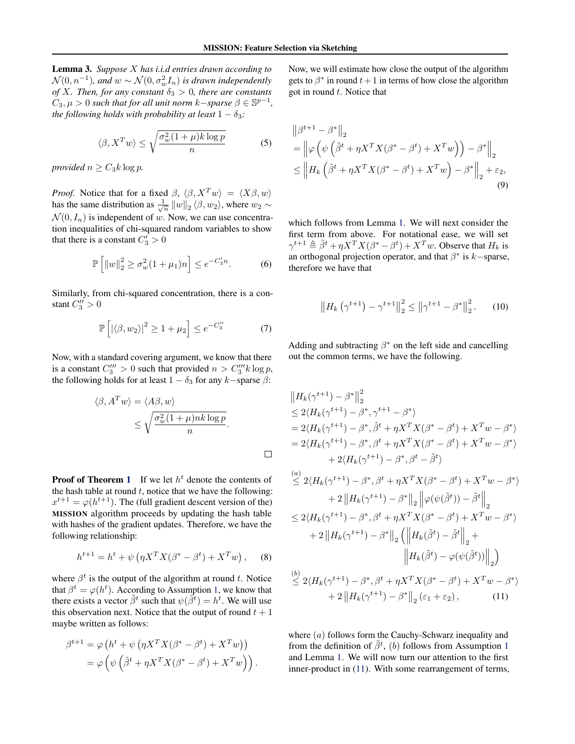**Lemma 3.** *Suppose $X$ has i.i.d entries drawn according to $\mathcal{N}(0, n^{-1})$, and $w \sim \mathcal{N}(0, \sigma_w^2 I_n)$ is drawn independently of $X$. Then, for any constant $\delta_3 > 0$, there are constants $C_3, \mu > 0$ such that for all unit norm $k-$sparse $\beta \in \mathbb{S}^{p-1}$, the following holds with probability at least $1 - \delta_3$:*

$$\langle \beta, X^T w \rangle \leq \sqrt{\frac{\sigma_w^2 (1+\mu) k \log p}{n}} \tag{5}$$

*provided $n \geq C_3 k \log p$.*

*Proof.* Notice that for a fixed $\beta$, $\langle \beta, X^T w \rangle = \langle X\beta, w \rangle$ has the same distribution as $\frac{1}{\sqrt{n}} \|w\|_2 \langle \beta, w_2 \rangle$, where $w_2 \sim \mathcal{N}(0, I_n)$ is independent of $w$. Now, we can use concentration inequalities of chi-squared random variables to show that there is a constant $C_3' > 0$

$$\mathbb{P}\left[ \|w\|_2^2 \geq \sigma_w^2 (1+\mu_1) n \right] \leq e^{-C_3' n}. \tag{6}$$

Similarly, from chi-squared concentration, there is a constant $C_3'' > 0$

$$\mathbb{P}\left[ |\langle \beta, w_2 \rangle|^2 \geq 1 + \mu_2 \right] \leq e^{-C_3''} \tag{7}$$

Now, with a standard covering argument, we know that there is a constant $C_3''' > 0$ such that provided $n > C_3''' k \log p$, the following holds for at least $1 - \delta_3$ for any $k-$sparse $\beta$:

$$\begin{aligned} \langle \beta, A^T w \rangle &= \langle A\beta, w \rangle \\ &\leq \sqrt{\frac{\sigma_w^2 (1+\mu) n k \log p}{n}}. \end{aligned}$$

□

**Proof of Theorem 1** If we let $h^t$ denote the contents of the hash table at round $t$, notice that we have the following: $x^{t+1} = \varphi(h^{t+1})$. (The full gradient descent version of the) **MISSION** algorithm proceeds by updating the hash table with hashes of the gradient updates. Therefore, we have the following relationship:

$$h^{t+1} = h^t + \psi\left(\eta X^T X(\beta^* - \beta^t) + X^T w\right), \tag{8}$$

where $\beta^t$ is the output of the algorithm at round $t$. Notice that $\beta^t = \varphi(h^t)$. According to Assumption 1, we know that there exists a vector $\tilde{\beta}^t$ such that $\psi(\tilde{\beta}^t) = h^t$. We will use this observation next. Notice that the output of round $t+1$ maybe written as follows:

$$\begin{aligned} \beta^{t+1} &= \varphi\left(h^t + \psi\left(\eta X^T X(\beta^* - \beta^t) + X^T w\right)\right) \\ &= \varphi\left(\psi\left(\tilde{\beta}^t + \eta X^T X(\beta^* - \beta^t) + X^T w\right)\right). \end{aligned}$$

Now, we will estimate how close the output of the algorithm gets to $\beta^*$ in round $t+1$ in terms of how close the algorithm got in round $t$. Notice that

$$\begin{aligned} &\left\|\beta^{t+1} - \beta^*\right\|_2 \\ &= \left\|\varphi\left(\psi\left(\tilde{\beta}^t + \eta X^T X(\beta^* - \beta^t) + X^T w\right)\right) - \beta^*\right\|_2 \\ &\leq \left\|H_k\left(\tilde{\beta}^t + \eta X^T X(\beta^* - \beta^t) + X^T w\right) - \beta^*\right\|_2 + \varepsilon_2, \end{aligned} \tag{9}$$

which follows from Lemma 1. We will next consider the first term from above. For notational ease, we will set $\gamma^{t+1} \triangleq \tilde{\beta}^t + \eta X^T X(\beta^* - \beta^t) + X^T w$. Observe that $H_k$ is an orthogonal projection operator, and that $\beta^*$ is $k-$sparse, therefore we have that

$$\left\|H_k\left(\gamma^{t+1}\right) - \gamma^{t+1}\right\|_2^2 \leq \left\|\gamma^{t+1} - \beta^*\right\|_2^2. \tag{10}$$

Adding and subtracting $\beta^*$ on the left side and cancelling out the common terms, we have the following.

$$\begin{aligned} &\left\|H_k(\gamma^{t+1}) - \beta^*\right\|_2^2 \\ &\leq 2\langle H_k(\gamma^{t+1}) - \beta^*, \gamma^{t+1} - \beta^* \rangle \\ &= 2\langle H_k(\gamma^{t+1}) - \beta^*, \tilde{\beta}^t + \eta X^T X(\beta^* - \beta^t) + X^T w - \beta^* \rangle \\ &= 2\langle H_k(\gamma^{t+1}) - \beta^*, \beta^t + \eta X^T X(\beta^* - \beta^t) + X^T w - \beta^* \rangle \\ &\quad + 2\langle H_k(\gamma^{t+1}) - \beta^*, \beta^t - \tilde{\beta}^t \rangle \\ &\overset{(a)}{\leq} 2\langle H_k(\gamma^{t+1}) - \beta^*, \beta^t + \eta X^T X(\beta^* - \beta^t) + X^T w - \beta^* \rangle \\ &\quad + 2\left\|H_k(\gamma^{t+1}) - \beta^*\right\|_2 \left\|\varphi(\psi(\tilde{\beta}^t)) - \tilde{\beta}^t\right\|_2 \\ &\leq 2\langle H_k(\gamma^{t+1}) - \beta^*, \beta^t + \eta X^T X(\beta^* - \beta^t) + X^T w - \beta^* \rangle \\ &\quad + 2\left\|H_k(\gamma^{t+1}) - \beta^*\right\|_2 \left(\left\|H_k(\tilde{\beta}^t) - \tilde{\beta}^t\right\|_2 + \right. \\ &\qquad\qquad \left. \left\|H_k(\tilde{\beta}^t) - \varphi(\psi(\tilde{\beta}^t))\right\|_2\right) \\ &\overset{(b)}{\leq} 2\langle H_k(\gamma^{t+1}) - \beta^*, \beta^t + \eta X^T X(\beta^* - \beta^t) + X^T w - \beta^* \rangle \\ &\quad + 2\left\|H_k(\gamma^{t+1}) - \beta^*\right\|_2 (\varepsilon_1 + \varepsilon_2), \end{aligned} \tag{11}$$

where $(a)$ follows form the Cauchy-Schwarz inequality and from the definition of $\tilde{\beta}^t$, $(b)$ follows from Assumption 1 and Lemma 1. We will now turn our attention to the first inner-product in (11). With some rearrangement of terms,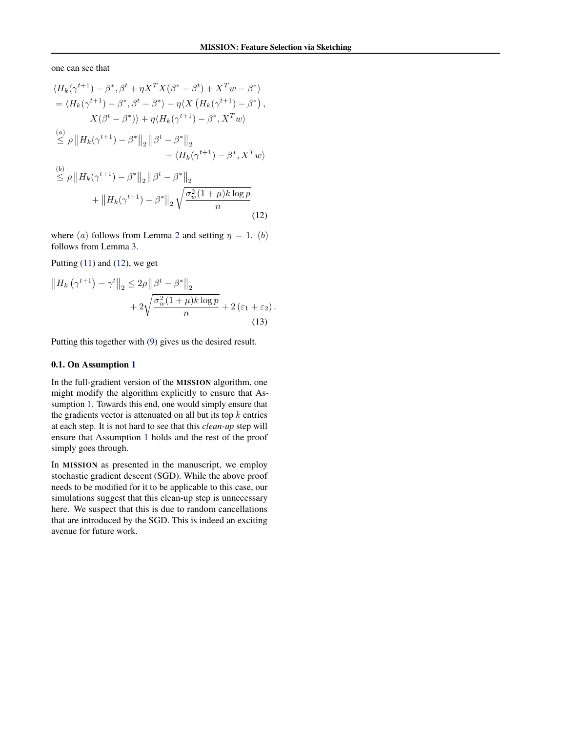one can see that

$$
\begin{aligned}
&\langle H_k(\gamma^{t+1}) - \beta^*, \beta^t + \eta X^T X(\beta^* - \beta^t) + X^T w - \beta^* \rangle \\
&= \langle H_k(\gamma^{t+1}) - \beta^*, \beta^t - \beta^* \rangle - \eta \langle X \left( H_k(\gamma^{t+1}) - \beta^* \right), \\
&\qquad X(\beta^t - \beta^*) \rangle + \eta \langle H_k(\gamma^{t+1}) - \beta^*, X^T w \rangle \\
&\overset{(a)}{\leq} \rho \left\| H_k(\gamma^{t+1}) - \beta^* \right\|_2 \left\| \beta^t - \beta^* \right\|_2 \\
&\qquad\qquad + \langle H_k(\gamma^{t+1}) - \beta^*, X^T w \rangle \\
&\overset{(b)}{\leq} \rho \left\| H_k(\gamma^{t+1}) - \beta^* \right\|_2 \left\| \beta^t - \beta^* \right\|_2 \\
&\qquad + \left\| H_k(\gamma^{t+1}) - \beta^* \right\|_2 \sqrt{\frac{\sigma_w^2 (1+\mu) k \log p}{n}}
\end{aligned}
\tag{12}
$$

where $(a)$ follows from Lemma 2 and setting $\eta = 1$. $(b)$ follows from Lemma 3.

Putting (11) and (12), we get

$$
\begin{aligned}
\left\| H_k\left(\gamma^{t+1}\right) - \gamma^t \right\|_2 &\leq 2\rho \left\| \beta^t - \beta^* \right\|_2 \\
&\quad + 2\sqrt{\frac{\sigma_w^2 (1+\mu) k \log p}{n}} + 2\left(\varepsilon_1 + \varepsilon_2\right).
\end{aligned}
\tag{13}
$$

Putting this together with (9) gives us the desired result.

### 0.1. On Assumption 1

In the full-gradient version of the **MISSION** algorithm, one might modify the algorithm explicitly to ensure that Assumption 1. Towards this end, one would simply ensure that the gradients vector is attenuated on all but its top $k$ entries at each step. It is not hard to see that this *clean-up* step will ensure that Assumption 1 holds and the rest of the proof simply goes through.

In **MISSION** as presented in the manuscript, we employ stochastic gradient descent (SGD). While the above proof needs to be modified for it to be applicable to this case, our simulations suggest that this clean-up step is unnecessary here. We suspect that this is due to random cancellations that are introduced by the SGD. This is indeed an exciting avenue for future work.